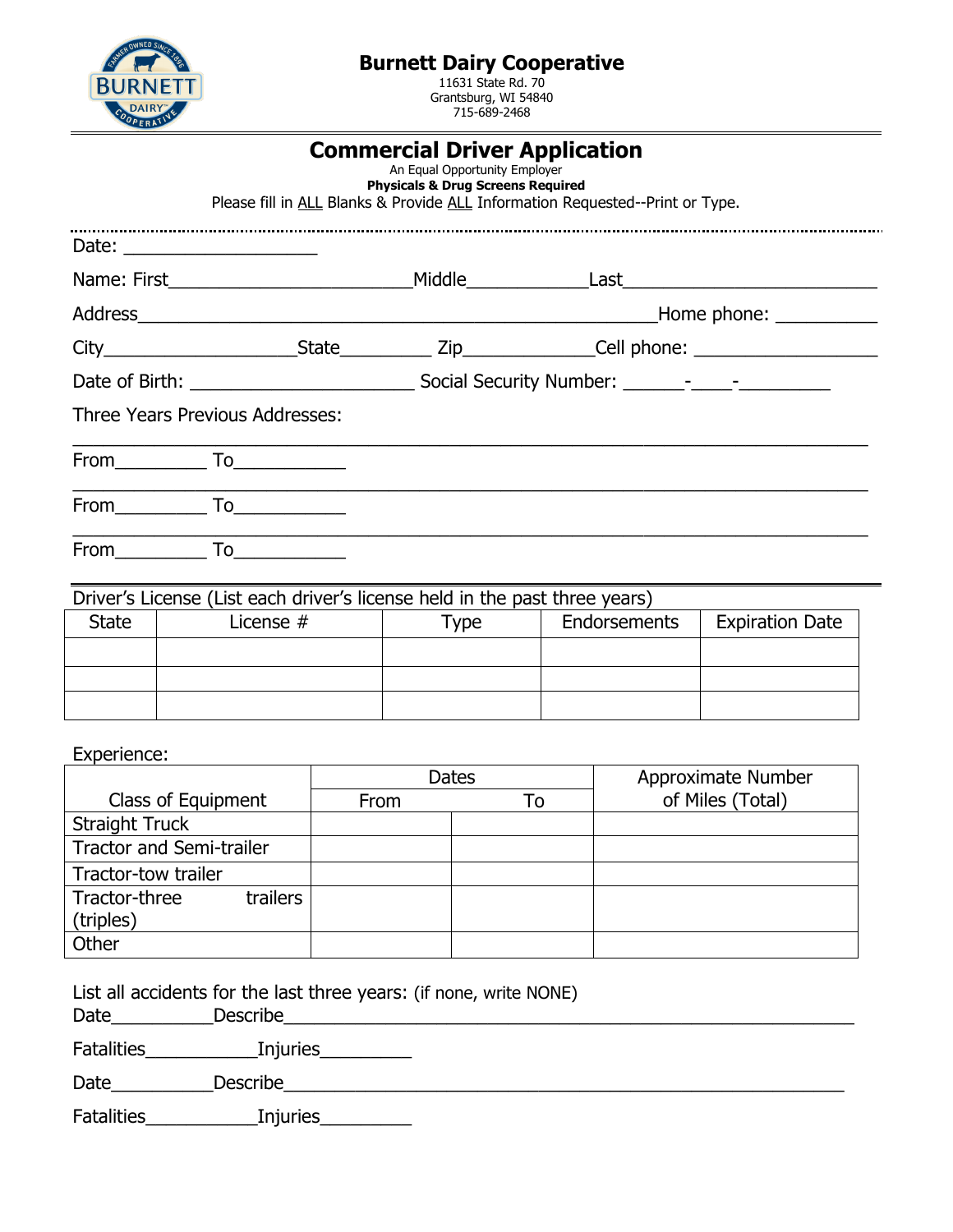# Burnett Dairy Cooperative

11631 State Rd. 70
Grantsburg, WI 54840
715-689-2468

## Commercial Driver Application

An Equal Opportunity Employer
**Physicals & Drug Screens Required**
Please fill in ALL Blanks & Provide ALL Information Requested--Print or Type.

Date: ____________________

Name: First________________________Middle____________Last_________________________

Address_____________________________________________________Home phone: __________

City___________________State_________ Zip_____________Cell phone: ___________________

Date of Birth: ______________________ Social Security Number: ______-____-_________

Three Years Previous Addresses:

_____________________________________________________________________________

From_________ To___________

_____________________________________________________________________________

From_________ To___________

_____________________________________________________________________________

From_________ To___________

Driver's License (List each driver's license held in the past three years)

| State | License # | Type | Endorsements | Expiration Date |
|---|---|---|---|---|
| | | | | |
| | | | | |
| | | | | |

Experience:

| Class of Equipment | Dates | | Approximate Number of Miles (Total) |
|---|---|---|---|
| | From | To | |
| Straight Truck | | | |
| Tractor and Semi-trailer | | | |
| Tractor-tow trailer | | | |
| Tractor-three trailers (triples) | | | |
| Other | | | |

List all accidents for the last three years: (if none, write NONE)

Date__________Describe_____________________________________________________________

Fatalities___________Injuries_________

Date__________Describe_____________________________________________________________

Fatalities___________Injuries_________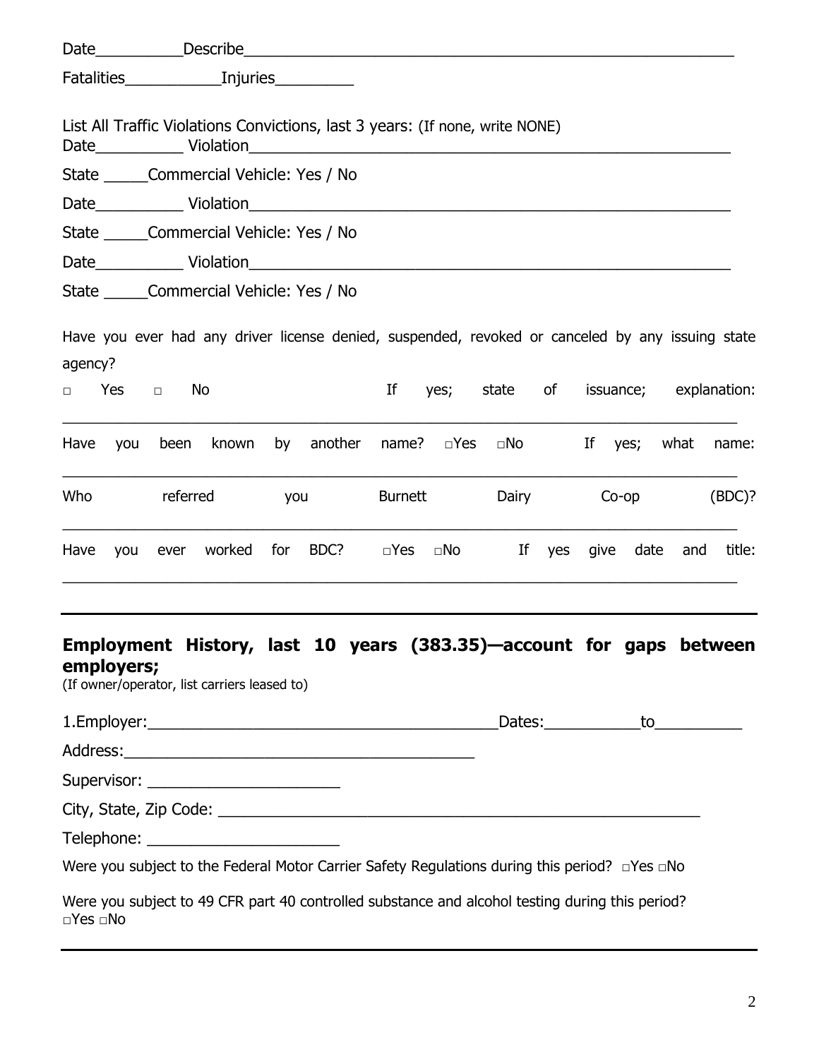Date__________Describe_______________________________________________________

Fatalities___________Injuries_________

List All Traffic Violations Convictions, last 3 years: (If none, write NONE)
Date__________ Violation_______________________________________________________

State _____Commercial Vehicle: Yes / No

Date__________ Violation_______________________________________________________

State _____Commercial Vehicle: Yes / No

Date__________ Violation_______________________________________________________

State _____Commercial Vehicle: Yes / No

Have you ever had any driver license denied, suspended, revoked or canceled by any issuing state agency?

□ Yes □ No If yes; state of issuance; explanation:
_______________________________________________________________________________

Have you been known by another name? □Yes □No If yes; what name:
_______________________________________________________________________________

Who referred you Burnett Dairy Co-op (BDC)?
_______________________________________________________________________________

Have you ever worked for BDC? □Yes □No If yes give date and title:
_______________________________________________________________________________

---

## Employment History, last 10 years (383.35)—account for gaps between employers;

(If owner/operator, list carriers leased to)

1.Employer:_________________________________________Dates:___________to__________

Address:_________________________________________

Supervisor: ______________________

City, State, Zip Code: __________________________________________________________

Telephone: ______________________

Were you subject to the Federal Motor Carrier Safety Regulations during this period? □Yes □No

Were you subject to 49 CFR part 40 controlled substance and alcohol testing during this period? □Yes □No

---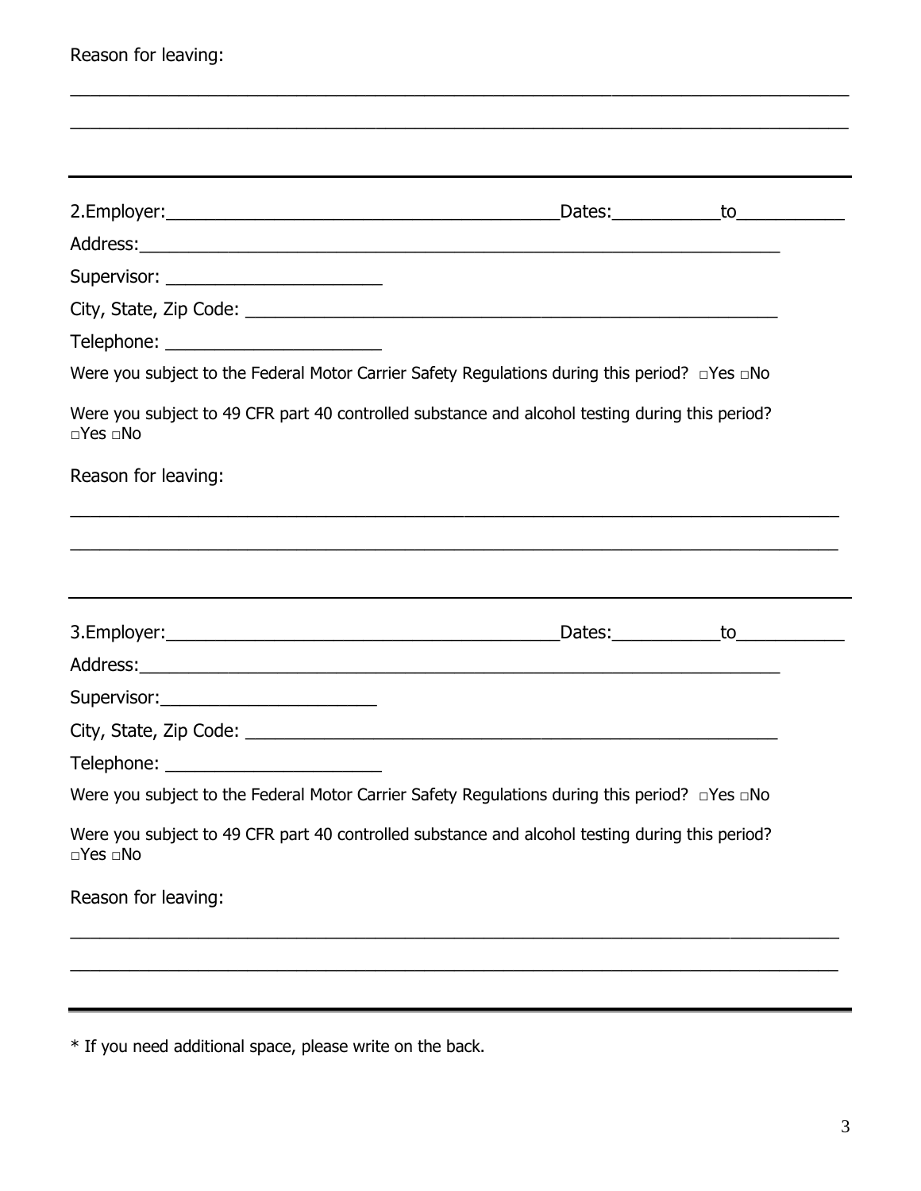Reason for leaving:

________________________________________________________________________________

________________________________________________________________________________

---

2.Employer:_________________________________________Dates:___________to___________

Address:___________________________________________________________________

Supervisor: ______________________

City, State, Zip Code: _______________________________________________________

Telephone: ______________________

Were you subject to the Federal Motor Carrier Safety Regulations during this period? □Yes □No

Were you subject to 49 CFR part 40 controlled substance and alcohol testing during this period? □Yes □No

Reason for leaving:

________________________________________________________________________________

________________________________________________________________________________

---

3.Employer:_________________________________________Dates:___________to___________

Address:___________________________________________________________________

Supervisor:______________________

City, State, Zip Code: _______________________________________________________

Telephone: ______________________

Were you subject to the Federal Motor Carrier Safety Regulations during this period? □Yes □No

Were you subject to 49 CFR part 40 controlled substance and alcohol testing during this period? □Yes □No

Reason for leaving:

________________________________________________________________________________

________________________________________________________________________________

---

* If you need additional space, please write on the back.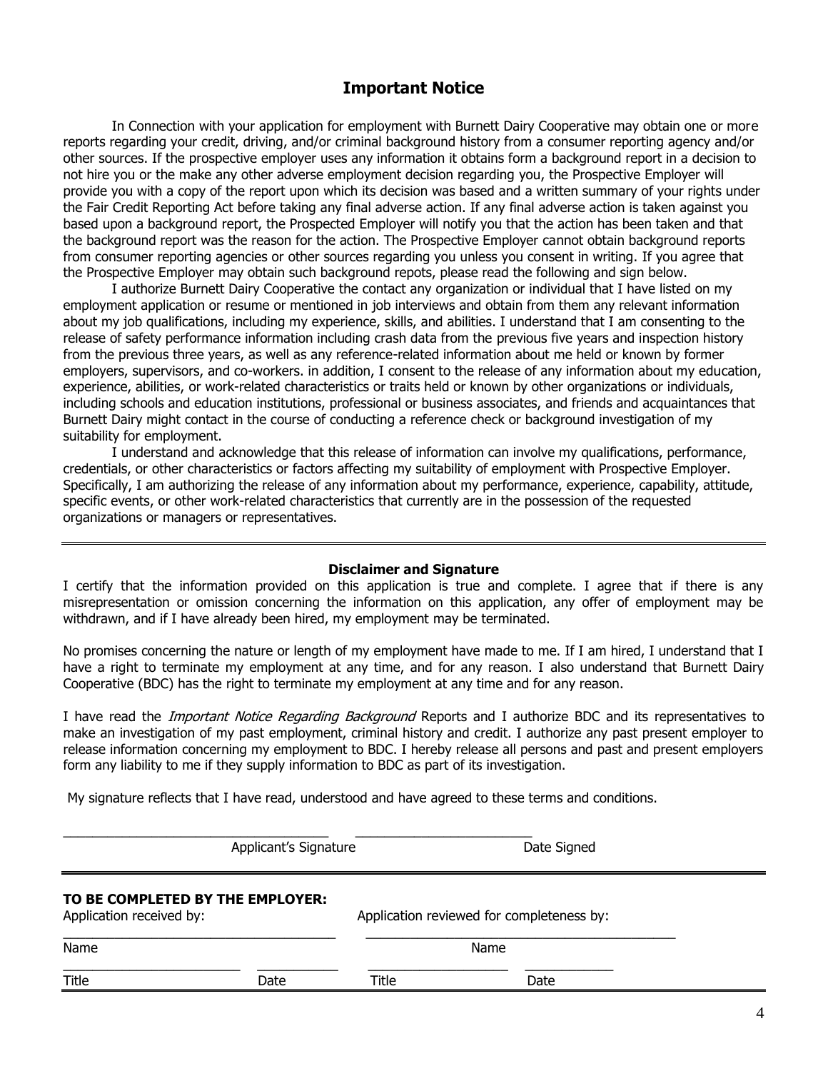## Important Notice

In Connection with your application for employment with Burnett Dairy Cooperative may obtain one or more reports regarding your credit, driving, and/or criminal background history from a consumer reporting agency and/or other sources. If the prospective employer uses any information it obtains form a background report in a decision to not hire you or the make any other adverse employment decision regarding you, the Prospective Employer will provide you with a copy of the report upon which its decision was based and a written summary of your rights under the Fair Credit Reporting Act before taking any final adverse action. If any final adverse action is taken against you based upon a background report, the Prospected Employer will notify you that the action has been taken and that the background report was the reason for the action. The Prospective Employer cannot obtain background reports from consumer reporting agencies or other sources regarding you unless you consent in writing. If you agree that the Prospective Employer may obtain such background repots, please read the following and sign below.

I authorize Burnett Dairy Cooperative the contact any organization or individual that I have listed on my employment application or resume or mentioned in job interviews and obtain from them any relevant information about my job qualifications, including my experience, skills, and abilities. I understand that I am consenting to the release of safety performance information including crash data from the previous five years and inspection history from the previous three years, as well as any reference-related information about me held or known by former employers, supervisors, and co-workers. in addition, I consent to the release of any information about my education, experience, abilities, or work-related characteristics or traits held or known by other organizations or individuals, including schools and education institutions, professional or business associates, and friends and acquaintances that Burnett Dairy might contact in the course of conducting a reference check or background investigation of my suitability for employment.

I understand and acknowledge that this release of information can involve my qualifications, performance, credentials, or other characteristics or factors affecting my suitability of employment with Prospective Employer. Specifically, I am authorizing the release of any information about my performance, experience, capability, attitude, specific events, or other work-related characteristics that currently are in the possession of the requested organizations or managers or representatives.

---

**Disclaimer and Signature**

I certify that the information provided on this application is true and complete. I agree that if there is any misrepresentation or omission concerning the information on this application, any offer of employment may be withdrawn, and if I have already been hired, my employment may be terminated.

No promises concerning the nature or length of my employment have made to me. If I am hired, I understand that I have a right to terminate my employment at any time, and for any reason. I also understand that Burnett Dairy Cooperative (BDC) has the right to terminate my employment at any time and for any reason.

I have read the *Important Notice Regarding Background* Reports and I authorize BDC and its representatives to make an investigation of my past employment, criminal history and credit. I authorize any past present employer to release information concerning my employment to BDC. I hereby release all persons and past and present employers form any liability to me if they supply information to BDC as part of its investigation.

My signature reflects that I have read, understood and have agreed to these terms and conditions.

\_\_\_\_\_\_\_\_\_\_\_\_\_\_\_\_\_\_\_\_\_\_\_\_\_\_\_\_\_\_\_\_\_\_\_\_ \_\_\_\_\_\_\_\_\_\_\_\_\_\_\_\_\_\_\_\_\_\_\_\_

Applicant's Signature — Date Signed

---

**TO BE COMPLETED BY THE EMPLOYER:**

Application received by: \_\_\_\_\_\_\_\_\_\_\_\_\_\_\_\_\_\_\_\_\_\_\_\_\_\_\_\_\_\_\_\_\_\_\_\_\_\_

Name

Title \_\_\_\_\_\_\_\_\_\_\_\_\_\_\_\_\_\_\_\_\_\_\_\_ Date \_\_\_\_\_\_\_\_\_\_\_

Application reviewed for completeness by: \_\_\_\_\_\_\_\_\_\_\_\_\_\_\_\_\_\_\_\_\_\_\_\_\_\_\_\_\_\_\_\_\_\_\_\_\_\_\_\_\_\_

Name

Title \_\_\_\_\_\_\_\_\_\_\_\_\_\_\_\_\_\_\_ Date \_\_\_\_\_\_\_\_\_\_\_\_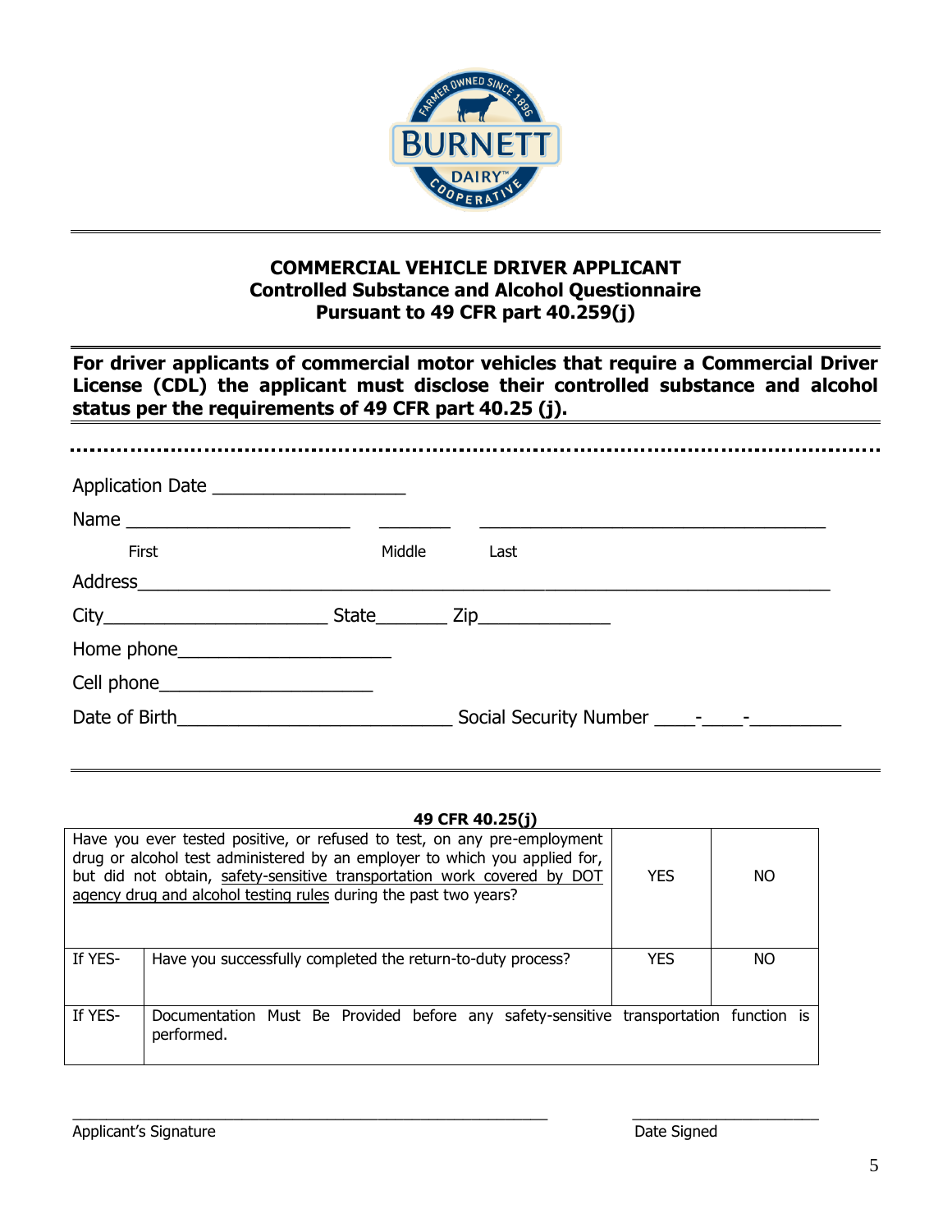**COMMERCIAL VEHICLE DRIVER APPLICANT**
**Controlled Substance and Alcohol Questionnaire**
**Pursuant to 49 CFR part 40.259(j)**

**For driver applicants of commercial motor vehicles that require a Commercial Driver License (CDL) the applicant must disclose their controlled substance and alcohol status per the requirements of 49 CFR part 40.25 (j).**

Application Date ___________________

Name ______________________ _______ __________________________________
First Middle Last

Address_____________________________________________________________________

City______________________ State_______ Zip_____________

Home phone_____________________

Cell phone_____________________

Date of Birth___________________________ Social Security Number ____-____-_________

**49 CFR 40.25(j)**

| Have you ever tested positive, or refused to test, on any pre-employment drug or alcohol test administered by an employer to which you applied for, but did not obtain, safety-sensitive transportation work covered by DOT agency drug and alcohol testing rules during the past two years? | | YES | NO |
|---|---|---|---|
| If YES- | Have you successfully completed the return-to-duty process? | YES | NO |
| If YES- | Documentation Must Be Provided before any safety-sensitive transportation function is performed. | | |

_______________________________________________ ___________________
Applicant's Signature Date Signed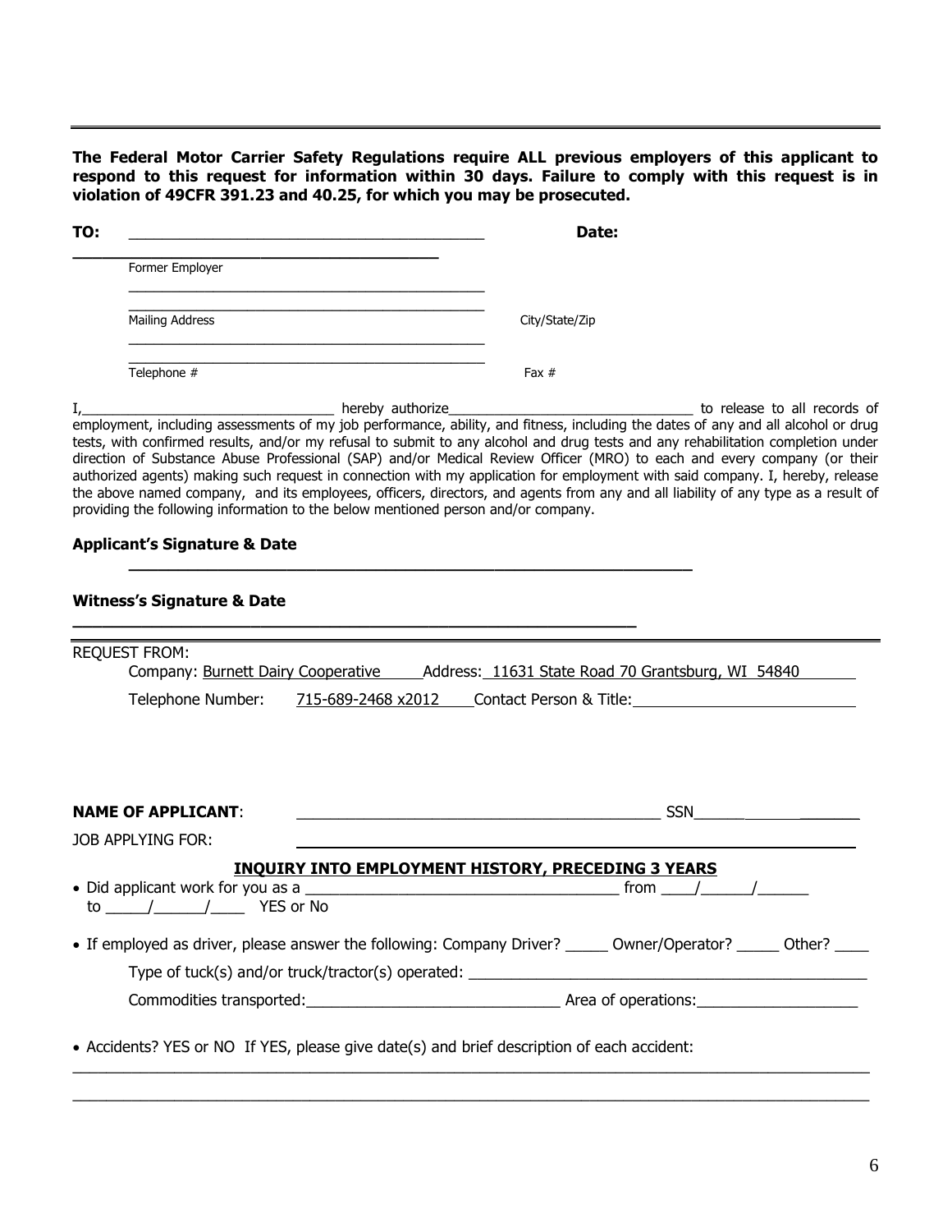---

**The Federal Motor Carrier Safety Regulations require ALL previous employers of this applicant to respond to this request for information within 30 days. Failure to comply with this request is in violation of 49CFR 391.23 and 40.25, for which you may be prosecuted.**

**TO:** ________________________________________ **Date:**

Former Employer

______________________________________________

Mailing Address ______________________________ City/State/Zip

______________________________________________

Telephone # __________________________________ Fax #

I,______________________________ hereby authorize______________________________ to release to all records of employment, including assessments of my job performance, ability, and fitness, including the dates of any and all alcohol or drug tests, with confirmed results, and/or my refusal to submit to any alcohol and drug tests and any rehabilitation completion under direction of Substance Abuse Professional (SAP) and/or Medical Review Officer (MRO) to each and every company (or their authorized agents) making such request in connection with my application for employment with said company. I, hereby, release the above named company, and its employees, officers, directors, and agents from any and all liability of any type as a result of providing the following information to the below mentioned person and/or company.

**Applicant's Signature & Date**

______________________________________________

**Witness's Signature & Date**

______________________________________________

---

REQUEST FROM:

Company: Burnett Dairy Cooperative Address: 11631 State Road 70 Grantsburg, WI 54840

Telephone Number: 715-689-2468 x2012 Contact Person & Title: ____________________

**NAME OF APPLICANT**: ______________________________________ SSN______________

JOB APPLYING FOR: ______________________________________

**INQUIRY INTO EMPLOYMENT HISTORY, PRECEDING 3 YEARS**

- Did applicant work for you as a ______________________________ from ____/______/______ to _____/______/____ YES or No
- If employed as driver, please answer the following: Company Driver? _____ Owner/Operator? _____ Other? ____

  Type of tuck(s) and/or truck/tractor(s) operated: ______________________________

  Commodities transported:______________________________ Area of operations:____________________

- Accidents? YES or NO If YES, please give date(s) and brief description of each accident:

______________________________________________________________________________

______________________________________________________________________________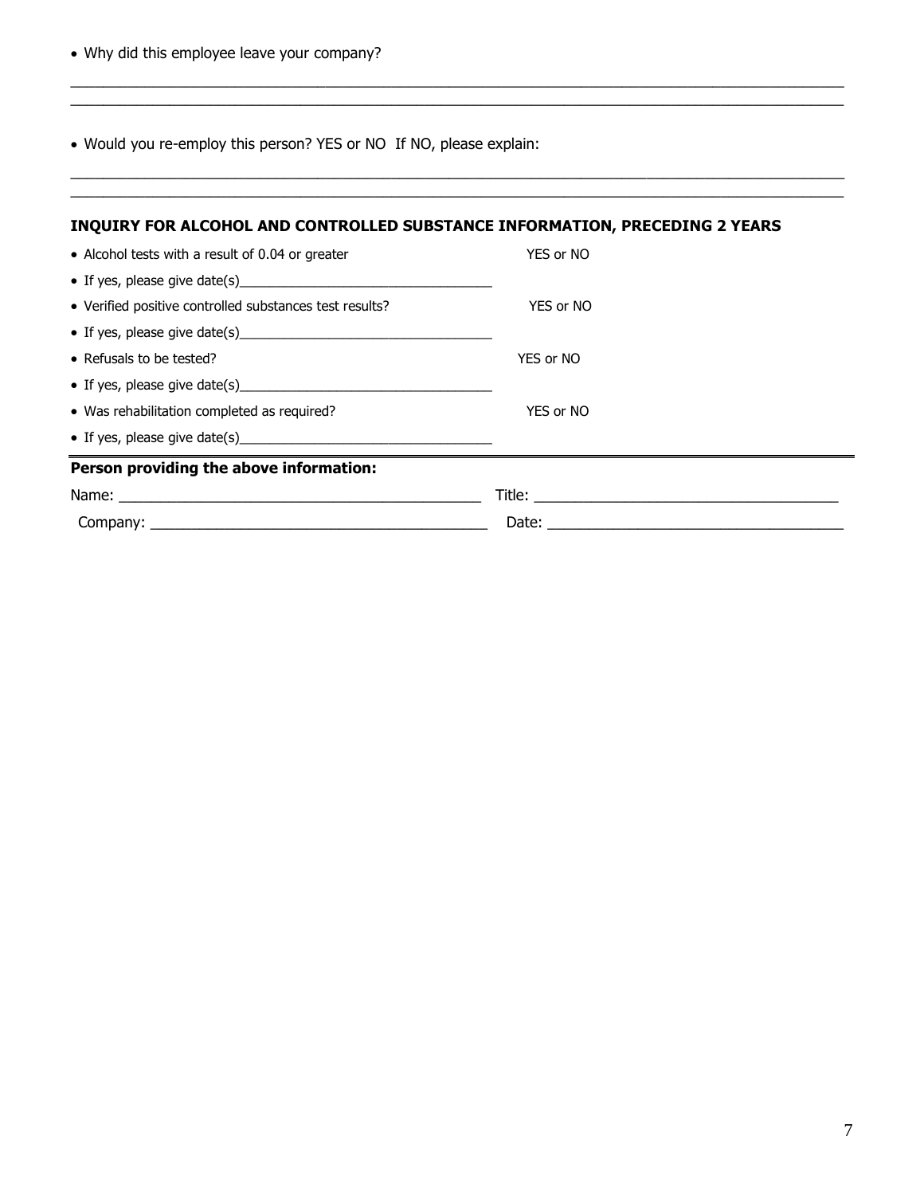- Why did this employee leave your company?

\_\_\_\_\_\_\_\_\_\_\_\_\_\_\_\_\_\_\_\_\_\_\_\_\_\_\_\_\_\_\_\_\_\_\_\_\_\_\_\_\_\_\_\_\_\_\_\_\_\_\_\_\_\_\_\_\_\_\_\_\_\_\_\_\_\_\_\_\_\_\_\_\_\_\_\_\_\_\_\_\_\_\_\_\_\_\_\_

\_\_\_\_\_\_\_\_\_\_\_\_\_\_\_\_\_\_\_\_\_\_\_\_\_\_\_\_\_\_\_\_\_\_\_\_\_\_\_\_\_\_\_\_\_\_\_\_\_\_\_\_\_\_\_\_\_\_\_\_\_\_\_\_\_\_\_\_\_\_\_\_\_\_\_\_\_\_\_\_\_\_\_\_\_\_\_\_

- Would you re-employ this person? YES or NO If NO, please explain:

\_\_\_\_\_\_\_\_\_\_\_\_\_\_\_\_\_\_\_\_\_\_\_\_\_\_\_\_\_\_\_\_\_\_\_\_\_\_\_\_\_\_\_\_\_\_\_\_\_\_\_\_\_\_\_\_\_\_\_\_\_\_\_\_\_\_\_\_\_\_\_\_\_\_\_\_\_\_\_\_\_\_\_\_\_\_\_\_

\_\_\_\_\_\_\_\_\_\_\_\_\_\_\_\_\_\_\_\_\_\_\_\_\_\_\_\_\_\_\_\_\_\_\_\_\_\_\_\_\_\_\_\_\_\_\_\_\_\_\_\_\_\_\_\_\_\_\_\_\_\_\_\_\_\_\_\_\_\_\_\_\_\_\_\_\_\_\_\_\_\_\_\_\_\_\_\_

**INQUIRY FOR ALCOHOL AND CONTROLLED SUBSTANCE INFORMATION, PRECEDING 2 YEARS**

- Alcohol tests with a result of 0.04 or greater YES or NO
- If yes, please give date(s)\_\_\_\_\_\_\_\_\_\_\_\_\_\_\_\_\_\_\_\_\_\_\_\_\_\_\_\_\_\_\_\_\_\_
- Verified positive controlled substances test results? YES or NO
- If yes, please give date(s)\_\_\_\_\_\_\_\_\_\_\_\_\_\_\_\_\_\_\_\_\_\_\_\_\_\_\_\_\_\_\_\_\_\_
- Refusals to be tested? YES or NO
- If yes, please give date(s)\_\_\_\_\_\_\_\_\_\_\_\_\_\_\_\_\_\_\_\_\_\_\_\_\_\_\_\_\_\_\_\_\_\_
- Was rehabilitation completed as required? YES or NO
- If yes, please give date(s)\_\_\_\_\_\_\_\_\_\_\_\_\_\_\_\_\_\_\_\_\_\_\_\_\_\_\_\_\_\_\_\_\_\_

**Person providing the above information:**

Name: \_\_\_\_\_\_\_\_\_\_\_\_\_\_\_\_\_\_\_\_\_\_\_\_\_\_\_\_\_\_\_\_\_\_\_\_\_\_\_\_\_\_\_\_ Title: \_\_\_\_\_\_\_\_\_\_\_\_\_\_\_\_\_\_\_\_\_\_\_\_\_\_\_\_\_\_\_\_\_\_\_\_\_\_

Company: \_\_\_\_\_\_\_\_\_\_\_\_\_\_\_\_\_\_\_\_\_\_\_\_\_\_\_\_\_\_\_\_\_\_\_\_\_\_\_\_\_ Date: \_\_\_\_\_\_\_\_\_\_\_\_\_\_\_\_\_\_\_\_\_\_\_\_\_\_\_\_\_\_\_\_\_\_\_\_\_\_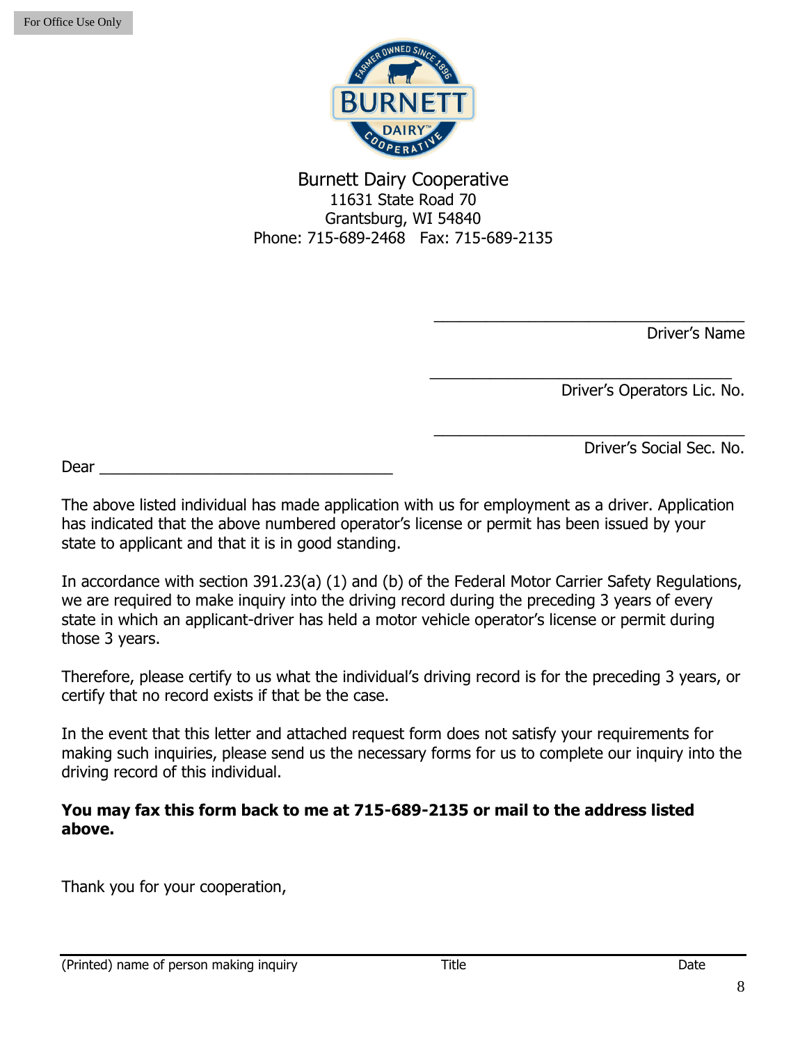For Office Use Only

# Burnett Dairy Cooperative

11631 State Road 70
Grantsburg, WI 54840
Phone: 715-689-2468   Fax: 715-689-2135

\_\_\_\_\_\_\_\_\_\_\_\_\_\_\_\_\_\_\_\_\_\_\_\_\_\_\_\_\_\_\_\_\_\_\_
Driver's Name

\_\_\_\_\_\_\_\_\_\_\_\_\_\_\_\_\_\_\_\_\_\_\_\_\_\_\_\_\_\_\_\_\_\_\_
Driver's Operators Lic. No.

\_\_\_\_\_\_\_\_\_\_\_\_\_\_\_\_\_\_\_\_\_\_\_\_\_\_\_\_\_\_\_\_\_\_\_
Driver's Social Sec. No.

Dear \_\_\_\_\_\_\_\_\_\_\_\_\_\_\_\_\_\_\_\_\_\_\_\_\_\_\_\_\_\_\_\_\_\_\_

The above listed individual has made application with us for employment as a driver. Application has indicated that the above numbered operator's license or permit has been issued by your state to applicant and that it is in good standing.

In accordance with section 391.23(a) (1) and (b) of the Federal Motor Carrier Safety Regulations, we are required to make inquiry into the driving record during the preceding 3 years of every state in which an applicant-driver has held a motor vehicle operator's license or permit during those 3 years.

Therefore, please certify to us what the individual's driving record is for the preceding 3 years, or certify that no record exists if that be the case.

In the event that this letter and attached request form does not satisfy your requirements for making such inquiries, please send us the necessary forms for us to complete our inquiry into the driving record of this individual.

**You may fax this form back to me at 715-689-2135 or mail to the address listed above.**

Thank you for your cooperation,

\_\_\_\_\_\_\_\_\_\_\_\_\_\_\_\_\_\_\_\_\_\_\_\_\_\_\_\_\_\_\_\_\_\_\_\_\_\_\_\_\_\_\_\_\_\_\_\_\_\_\_\_\_\_\_\_\_\_\_\_\_\_\_\_\_\_\_\_
(Printed) name of person making inquiry          Title          Date